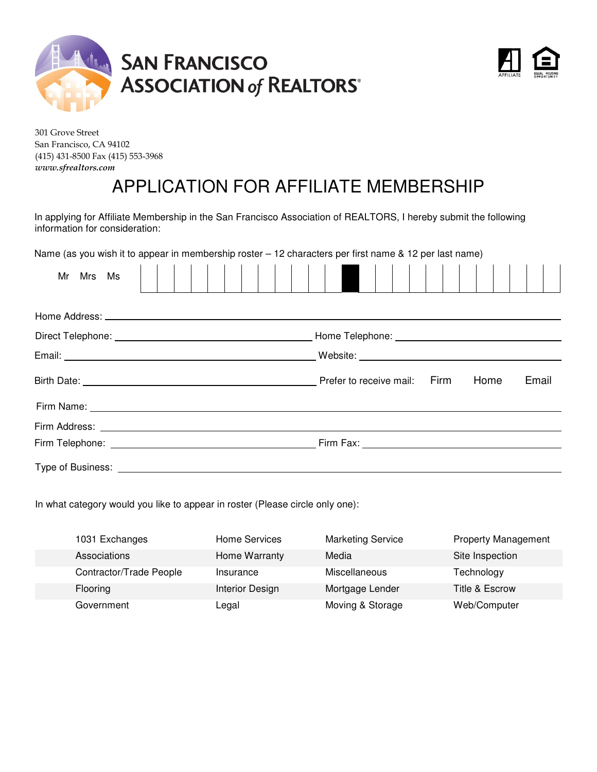# SAN FRANCISCO ASSOCIATION of REALTORS®

301 Grove Street
San Francisco, CA 94102
(415) 431-8500 Fax (415) 553-3968
*www.sfrealtors.com*

# APPLICATION FOR AFFILIATE MEMBERSHIP

In applying for Affiliate Membership in the San Francisco Association of REALTORS, I hereby submit the following information for consideration:

Name (as you wish it to appear in membership roster – 12 characters per first name & 12 per last name)

Mr Mrs Ms

Home Address: ______________________________

Direct Telephone: ______________________________ Home Telephone: ______________________________

Email: ______________________________ Website: ______________________________

Birth Date: ______________________________ Prefer to receive mail: Firm Home Email

Firm Name: ______________________________

Firm Address: ______________________________

Firm Telephone: ______________________________ Firm Fax: ______________________________

Type of Business: ______________________________

In what category would you like to appear in roster (Please circle only one):

| | | | |
|---|---|---|---|
| 1031 Exchanges | Home Services | Marketing Service | Property Management |
| Associations | Home Warranty | Media | Site Inspection |
| Contractor/Trade People | Insurance | Miscellaneous | Technology |
| Flooring | Interior Design | Mortgage Lender | Title & Escrow |
| Government | Legal | Moving & Storage | Web/Computer |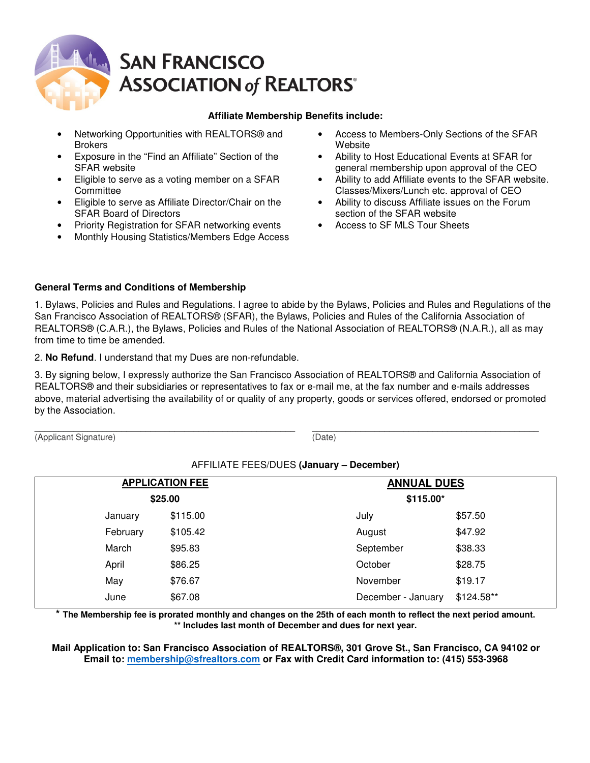# San Francisco Association of REALTORS®

**Affiliate Membership Benefits include:**

- Networking Opportunities with REALTORS® and Brokers
- Exposure in the "Find an Affiliate" Section of the SFAR website
- Eligible to serve as a voting member on a SFAR Committee
- Eligible to serve as Affiliate Director/Chair on the SFAR Board of Directors
- Priority Registration for SFAR networking events
- Monthly Housing Statistics/Members Edge Access
- Access to Members-Only Sections of the SFAR Website
- Ability to Host Educational Events at SFAR for general membership upon approval of the CEO
- Ability to add Affiliate events to the SFAR website. Classes/Mixers/Lunch etc. approval of CEO
- Ability to discuss Affiliate issues on the Forum section of the SFAR website
- Access to SF MLS Tour Sheets

**General Terms and Conditions of Membership**

1. Bylaws, Policies and Rules and Regulations. I agree to abide by the Bylaws, Policies and Rules and Regulations of the San Francisco Association of REALTORS® (SFAR), the Bylaws, Policies and Rules of the California Association of REALTORS® (C.A.R.), the Bylaws, Policies and Rules of the National Association of REALTORS® (N.A.R.), all as may from time to time be amended.

2. **No Refund**. I understand that my Dues are non-refundable.

3. By signing below, I expressly authorize the San Francisco Association of REALTORS® and California Association of REALTORS® and their subsidiaries or representatives to fax or e-mail me, at the fax number and e-mails addresses above, material advertising the availability of or quality of any property, goods or services offered, endorsed or promoted by the Association.

\_\_\_\_\_\_\_\_\_\_\_\_\_\_\_\_\_\_\_\_\_\_\_\_\_\_\_\_\_\_\_\_\_\_\_\_\_\_\_\_ \_\_\_\_\_\_\_\_\_\_\_\_\_\_\_\_\_\_\_\_\_\_\_\_\_\_\_\_\_\_\_\_\_\_\_\_
(Applicant Signature) (Date)

AFFILIATE FEES/DUES **(January – December)**

| **APPLICATION FEE** | | **ANNUAL DUES** | |
|---|---|---|---|
| **$25.00** | | **$115.00*** | |
| January | $115.00 | July | $57.50 |
| February | $105.42 | August | $47.92 |
| March | $95.83 | September | $38.33 |
| April | $86.25 | October | $28.75 |
| May | $76.67 | November | $19.17 |
| June | $67.08 | December - January | $124.58** |

**\* The Membership fee is prorated monthly and changes on the 25th of each month to reflect the next period amount.**
**\*\* Includes last month of December and dues for next year.**

**Mail Application to: San Francisco Association of REALTORS®, 301 Grove St., San Francisco, CA 94102 or Email to: membership@sfrealtors.com or Fax with Credit Card information to: (415) 553-3968**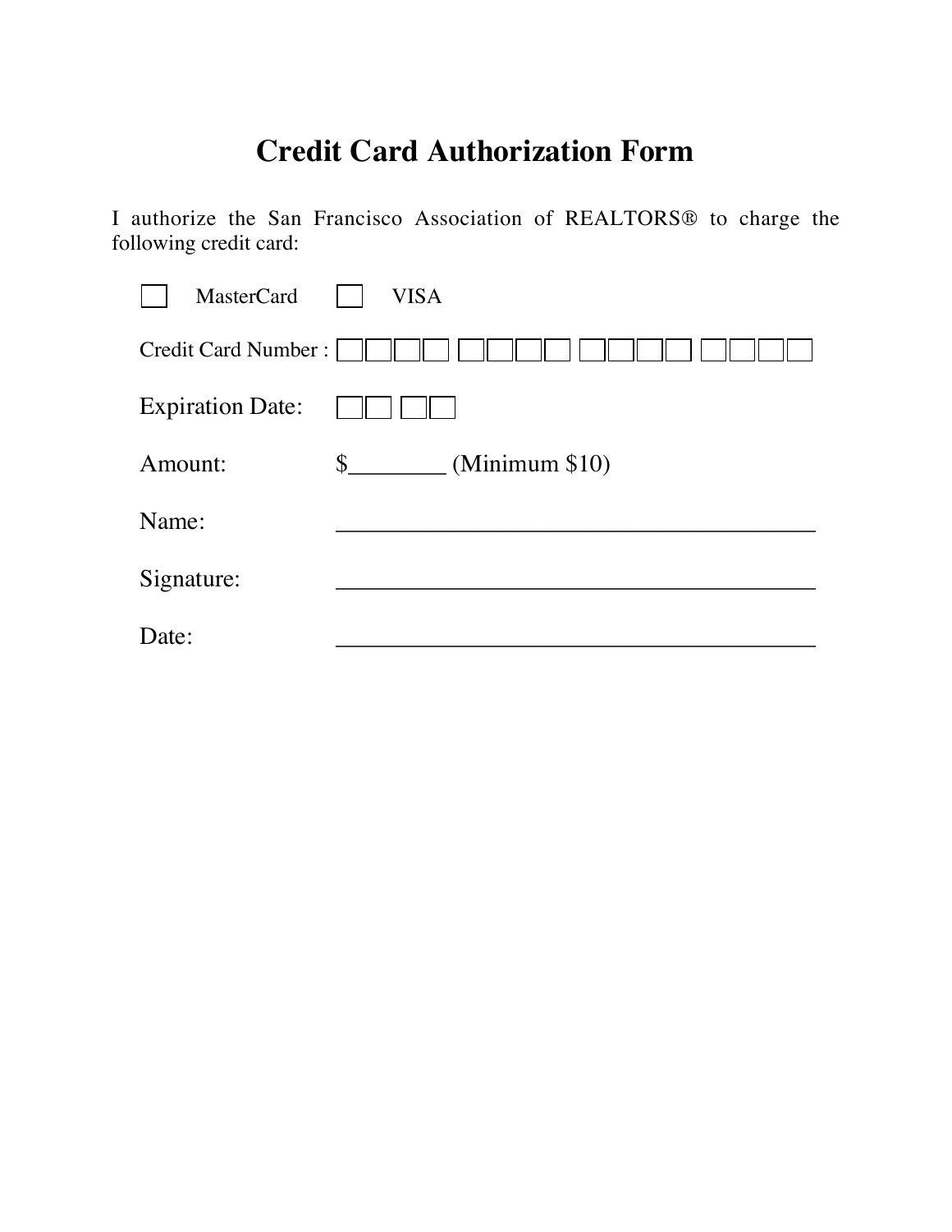# Credit Card Authorization Form

I authorize the San Francisco Association of REALTORS® to charge the following credit card:

☐ MasterCard ☐ VISA

Credit Card Number : ☐☐☐☐ ☐☐☐☐ ☐☐☐☐ ☐☐☐☐

Expiration Date: ☐☐ ☐☐

Amount: $________ (Minimum $10)

Name: ________________________________________

Signature: ________________________________________

Date: ________________________________________